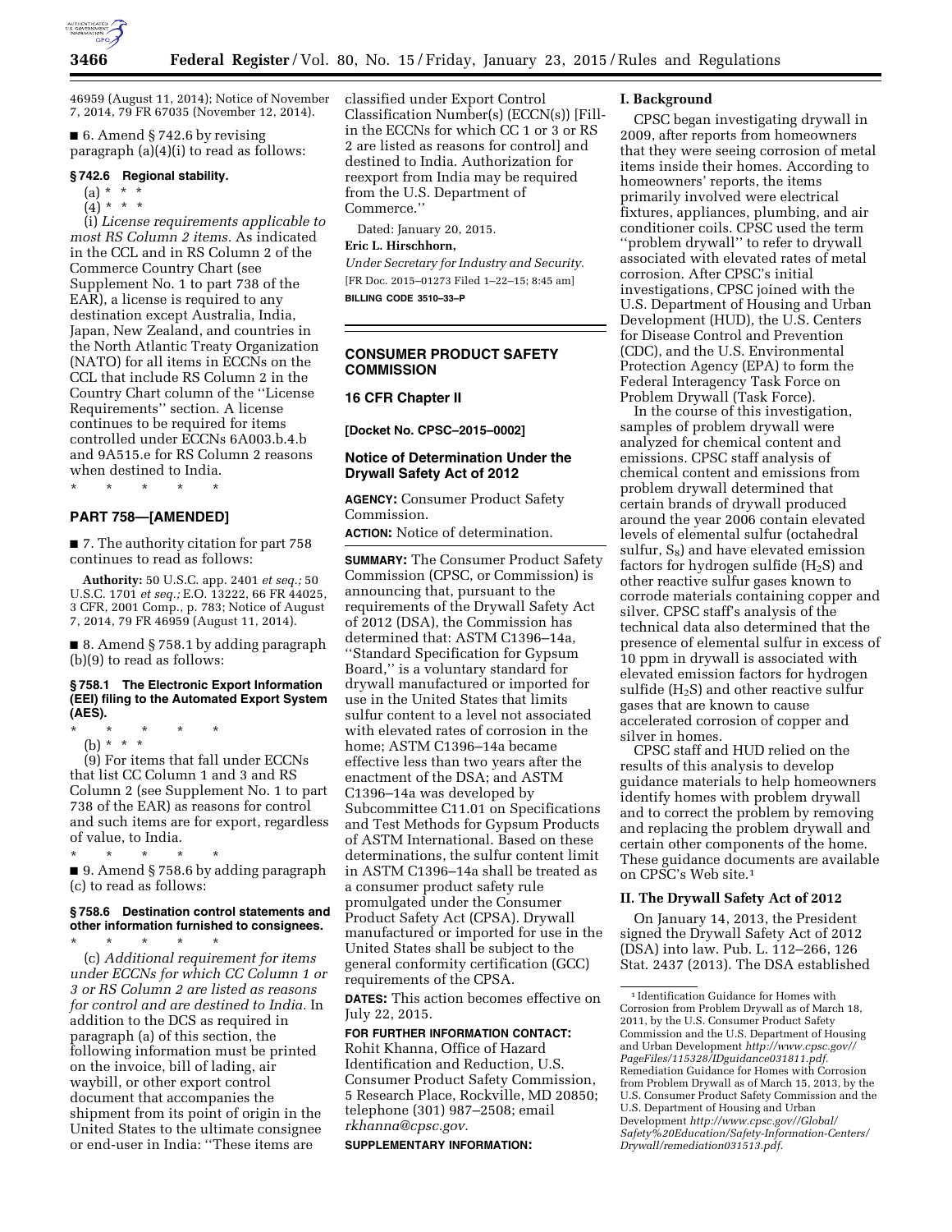46959 (August 11, 2014); Notice of November 7, 2014, 79 FR 67035 (November 12, 2014).

■ 6. Amend § 742.6 by revising paragraph (a)(4)(i) to read as follows:

### § 742.6 Regional stability.

(a) * * *

(4) * * *

(i) *License requirements applicable to most RS Column 2 items.* As indicated in the CCL and in RS Column 2 of the Commerce Country Chart (see Supplement No. 1 to part 738 of the EAR), a license is required to any destination except Australia, India, Japan, New Zealand, and countries in the North Atlantic Treaty Organization (NATO) for all items in ECCNs on the CCL that include RS Column 2 in the Country Chart column of the ''License Requirements'' section. A license continues to be required for items controlled under ECCNs 6A003.b.4.b and 9A515.e for RS Column 2 reasons when destined to India.

\* \* \* \* \*

## PART 758—[AMENDED]

■ 7. The authority citation for part 758 continues to read as follows:

**Authority:** 50 U.S.C. app. 2401 *et seq.;* 50 U.S.C. 1701 *et seq.;* E.O. 13222, 66 FR 44025, 3 CFR, 2001 Comp., p. 783; Notice of August 7, 2014, 79 FR 46959 (August 11, 2014).

■ 8. Amend § 758.1 by adding paragraph (b)(9) to read as follows:

### § 758.1 The Electronic Export Information (EEI) filing to the Automated Export System (AES).

\* \* \* \* \*

(b) * * *

(9) For items that fall under ECCNs that list CC Column 1 and 3 and RS Column 2 (see Supplement No. 1 to part 738 of the EAR) as reasons for control and such items are for export, regardless of value, to India.

\* \* \* \* \*

■ 9. Amend § 758.6 by adding paragraph (c) to read as follows:

### § 758.6 Destination control statements and other information furnished to consignees.

\* \* \* \* \*

(c) *Additional requirement for items under ECCNs for which CC Column 1 or 3 or RS Column 2 are listed as reasons for control and are destined to India.* In addition to the DCS as required in paragraph (a) of this section, the following information must be printed on the invoice, bill of lading, air waybill, or other export control document that accompanies the shipment from its point of origin in the United States to the ultimate consignee or end-user in India: ''These items are classified under Export Control Classification Number(s) (ECCN(s)) [Fill-in the ECCNs for which CC 1 or 3 or RS 2 are listed as reasons for control] and destined to India. Authorization for reexport from India may be required from the U.S. Department of Commerce.''

Dated: January 20, 2015.

**Eric L. Hirschhorn,**

*Under Secretary for Industry and Security.*

[FR Doc. 2015–01273 Filed 1–22–15; 8:45 am]

**BILLING CODE 3510–33–P**

---

## CONSUMER PRODUCT SAFETY COMMISSION

## 16 CFR Chapter II

**[Docket No. CPSC–2015–0002]**

## Notice of Determination Under the Drywall Safety Act of 2012

**AGENCY:** Consumer Product Safety Commission.

**ACTION:** Notice of determination.

**SUMMARY:** The Consumer Product Safety Commission (CPSC, or Commission) is announcing that, pursuant to the requirements of the Drywall Safety Act of 2012 (DSA), the Commission has determined that: ASTM C1396–14a, ''Standard Specification for Gypsum Board,'' is a voluntary standard for drywall manufactured or imported for use in the United States that limits sulfur content to a level not associated with elevated rates of corrosion in the home; ASTM C1396–14a became effective less than two years after the enactment of the DSA; and ASTM C1396–14a was developed by Subcommittee C11.01 on Specifications and Test Methods for Gypsum Products of ASTM International. Based on these determinations, the sulfur content limit in ASTM C1396–14a shall be treated as a consumer product safety rule promulgated under the Consumer Product Safety Act (CPSA). Drywall manufactured or imported for use in the United States shall be subject to the general conformity certification (GCC) requirements of the CPSA.

**DATES:** This action becomes effective on July 22, 2015.

**FOR FURTHER INFORMATION CONTACT:** Rohit Khanna, Office of Hazard Identification and Reduction, U.S. Consumer Product Safety Commission, 5 Research Place, Rockville, MD 20850; telephone (301) 987–2508; email *rkhanna@cpsc.gov.*

**SUPPLEMENTARY INFORMATION:**

### I. Background

CPSC began investigating drywall in 2009, after reports from homeowners that they were seeing corrosion of metal items inside their homes. According to homeowners' reports, the items primarily involved were electrical fixtures, appliances, plumbing, and air conditioner coils. CPSC used the term ''problem drywall'' to refer to drywall associated with elevated rates of metal corrosion. After CPSC's initial investigations, CPSC joined with the U.S. Department of Housing and Urban Development (HUD), the U.S. Centers for Disease Control and Prevention (CDC), and the U.S. Environmental Protection Agency (EPA) to form the Federal Interagency Task Force on Problem Drywall (Task Force).

In the course of this investigation, samples of problem drywall were analyzed for chemical content and emissions. CPSC staff analysis of chemical content and emissions from problem drywall determined that certain brands of drywall produced around the year 2006 contain elevated levels of elemental sulfur (octahedral sulfur, $S_8$) and have elevated emission factors for hydrogen sulfide ($H_2S$) and other reactive sulfur gases known to corrode materials containing copper and silver. CPSC staff's analysis of the technical data also determined that the presence of elemental sulfur in excess of 10 ppm in drywall is associated with elevated emission factors for hydrogen sulfide ($H_2S$) and other reactive sulfur gases that are known to cause accelerated corrosion of copper and silver in homes.

CPSC staff and HUD relied on the results of this analysis to develop guidance materials to help homeowners identify homes with problem drywall and to correct the problem by removing and replacing the problem drywall and certain other components of the home. These guidance documents are available on CPSC's Web site.[1]

### II. The Drywall Safety Act of 2012

On January 14, 2013, the President signed the Drywall Safety Act of 2012 (DSA) into law. Pub. L. 112–266, 126 Stat. 2437 (2013). The DSA established

[1] Identification Guidance for Homes with Corrosion from Problem Drywall as of March 18, 2011, by the U.S. Consumer Product Safety Commission and the U.S. Department of Housing and Urban Development *http://www.cpsc.gov//PageFiles/115328/IDguidance031811.pdf.* Remediation Guidance for Homes with Corrosion from Problem Drywall as of March 15, 2013, by the U.S. Consumer Product Safety Commission and the U.S. Department of Housing and Urban Development *http://www.cpsc.gov//Global/Safety%20Education/Safety-Information-Centers/Drywall/remediation031513.pdf.*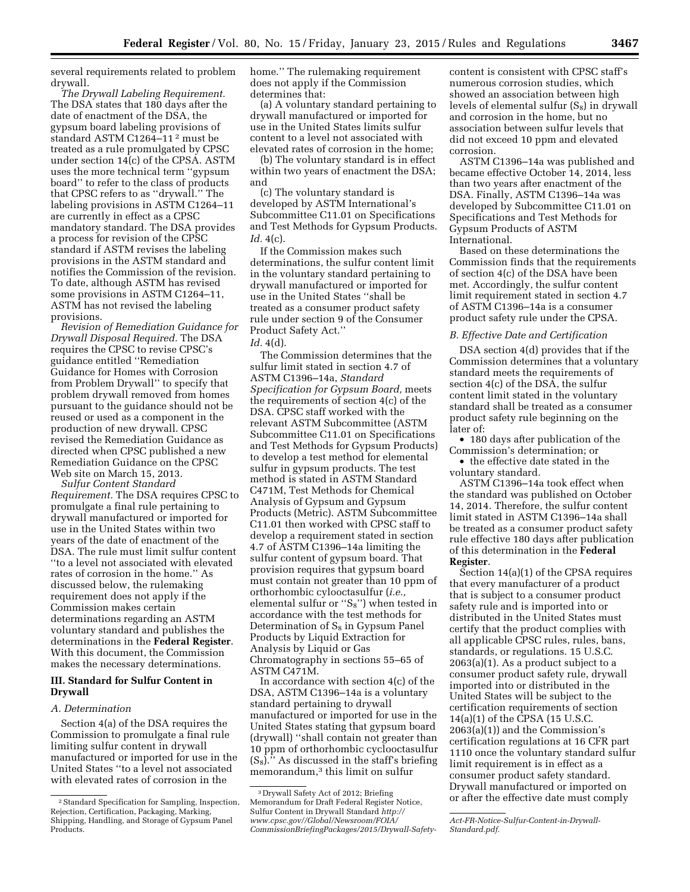several requirements related to problem drywall.

*The Drywall Labeling Requirement.* The DSA states that 180 days after the date of enactment of the DSA, the gypsum board labeling provisions of standard ASTM C1264–11 [2] must be treated as a rule promulgated by CPSC under section 14(c) of the CPSA. ASTM uses the more technical term ''gypsum board'' to refer to the class of products that CPSC refers to as ''drywall.'' The labeling provisions in ASTM C1264–11 are currently in effect as a CPSC mandatory standard. The DSA provides a process for revision of the CPSC standard if ASTM revises the labeling provisions in the ASTM standard and notifies the Commission of the revision. To date, although ASTM has revised some provisions in ASTM C1264–11, ASTM has not revised the labeling provisions.

*Revision of Remediation Guidance for Drywall Disposal Required.* The DSA requires the CPSC to revise CPSC's guidance entitled ''Remediation Guidance for Homes with Corrosion from Problem Drywall'' to specify that problem drywall removed from homes pursuant to the guidance should not be reused or used as a component in the production of new drywall. CPSC revised the Remediation Guidance as directed when CPSC published a new Remediation Guidance on the CPSC Web site on March 15, 2013.

*Sulfur Content Standard Requirement.* The DSA requires CPSC to promulgate a final rule pertaining to drywall manufactured or imported for use in the United States within two years of the date of enactment of the DSA. The rule must limit sulfur content ''to a level not associated with elevated rates of corrosion in the home.'' As discussed below, the rulemaking requirement does not apply if the Commission makes certain determinations regarding an ASTM voluntary standard and publishes the determinations in the **Federal Register**. With this document, the Commission makes the necessary determinations.

## III. Standard for Sulfur Content in Drywall

### A. Determination

Section 4(a) of the DSA requires the Commission to promulgate a final rule limiting sulfur content in drywall manufactured or imported for use in the United States ''to a level not associated with elevated rates of corrosion in the home.'' The rulemaking requirement does not apply if the Commission determines that:

(a) A voluntary standard pertaining to drywall manufactured or imported for use in the United States limits sulfur content to a level not associated with elevated rates of corrosion in the home;

(b) The voluntary standard is in effect within two years of enactment the DSA; and

(c) The voluntary standard is developed by ASTM International's Subcommittee C11.01 on Specifications and Test Methods for Gypsum Products. *Id.* 4(c).

If the Commission makes such determinations, the sulfur content limit in the voluntary standard pertaining to drywall manufactured or imported for use in the United States ''shall be treated as a consumer product safety rule under section 9 of the Consumer Product Safety Act.'' *Id.* 4(d).

The Commission determines that the sulfur limit stated in section 4.7 of ASTM C1396–14a, *Standard Specification for Gypsum Board,* meets the requirements of section 4(c) of the DSA. CPSC staff worked with the relevant ASTM Subcommittee (ASTM Subcommittee C11.01 on Specifications and Test Methods for Gypsum Products) to develop a test method for elemental sulfur in gypsum products. The test method is stated in ASTM Standard C471M, Test Methods for Chemical Analysis of Gypsum and Gypsum Products (Metric). ASTM Subcommittee C11.01 then worked with CPSC staff to develop a requirement stated in section 4.7 of ASTM C1396–14a limiting the sulfur content of gypsum board. That provision requires that gypsum board must contain not greater than 10 ppm of orthorhombic cylooctasulfur (*i.e.,* elemental sulfur or ''$S_8$'') when tested in accordance with the test methods for Determination of $S_8$ in Gypsum Panel Products by Liquid Extraction for Analysis by Liquid or Gas Chromatography in sections 55–65 of ASTM C471M.

In accordance with section 4(c) of the DSA, ASTM C1396–14a is a voluntary standard pertaining to drywall manufactured or imported for use in the United States stating that gypsum board (drywall) ''shall contain not greater than 10 ppm of orthorhombic cyclooctasulfur ($S_8$).'' As discussed in the staff's briefing memorandum,[3] this limit on sulfur content is consistent with CPSC staff's numerous corrosion studies, which showed an association between high levels of elemental sulfur ($S_8$) in drywall and corrosion in the home, but no association between sulfur levels that did not exceed 10 ppm and elevated corrosion.

ASTM C1396–14a was published and became effective October 14, 2014, less than two years after enactment of the DSA. Finally, ASTM C1396–14a was developed by Subcommittee C11.01 on Specifications and Test Methods for Gypsum Products of ASTM International.

Based on these determinations the Commission finds that the requirements of section 4(c) of the DSA have been met. Accordingly, the sulfur content limit requirement stated in section 4.7 of ASTM C1396–14a is a consumer product safety rule under the CPSA.

### B. Effective Date and Certification

DSA section 4(d) provides that if the Commission determines that a voluntary standard meets the requirements of section 4(c) of the DSA, the sulfur content limit stated in the voluntary standard shall be treated as a consumer product safety rule beginning on the later of:

- 180 days after publication of the Commission's determination; or
- the effective date stated in the voluntary standard.

ASTM C1396–14a took effect when the standard was published on October 14, 2014. Therefore, the sulfur content limit stated in ASTM C1396–14a shall be treated as a consumer product safety rule effective 180 days after publication of this determination in the **Federal Register**.

Section 14(a)(1) of the CPSA requires that every manufacturer of a product that is subject to a consumer product safety rule and is imported into or distributed in the United States must certify that the product complies with all applicable CPSC rules, rules, bans, standards, or regulations. 15 U.S.C. 2063(a)(1). As a product subject to a consumer product safety rule, drywall imported into or distributed in the United States will be subject to the certification requirements of section 14(a)(1) of the CPSA (15 U.S.C. 2063(a)(1)) and the Commission's certification regulations at 16 CFR part 1110 once the voluntary standard sulfur limit requirement is in effect as a consumer product safety standard. Drywall manufactured or imported on or after the effective date must comply

---

[2] Standard Specification for Sampling, Inspection, Rejection, Certification, Packaging, Marking, Shipping, Handling, and Storage of Gypsum Panel Products.

[3] Drywall Safety Act of 2012; Briefing Memorandum for Draft Federal Register Notice, Sulfur Content in Drywall Standard *http://www.cpsc.gov//Global/Newsroom/FOIA/CommissionBriefingPackages/2015/Drywall-Safety-Act-FR-Notice-Sulfur-Content-in-Drywall-Standard.pdf.*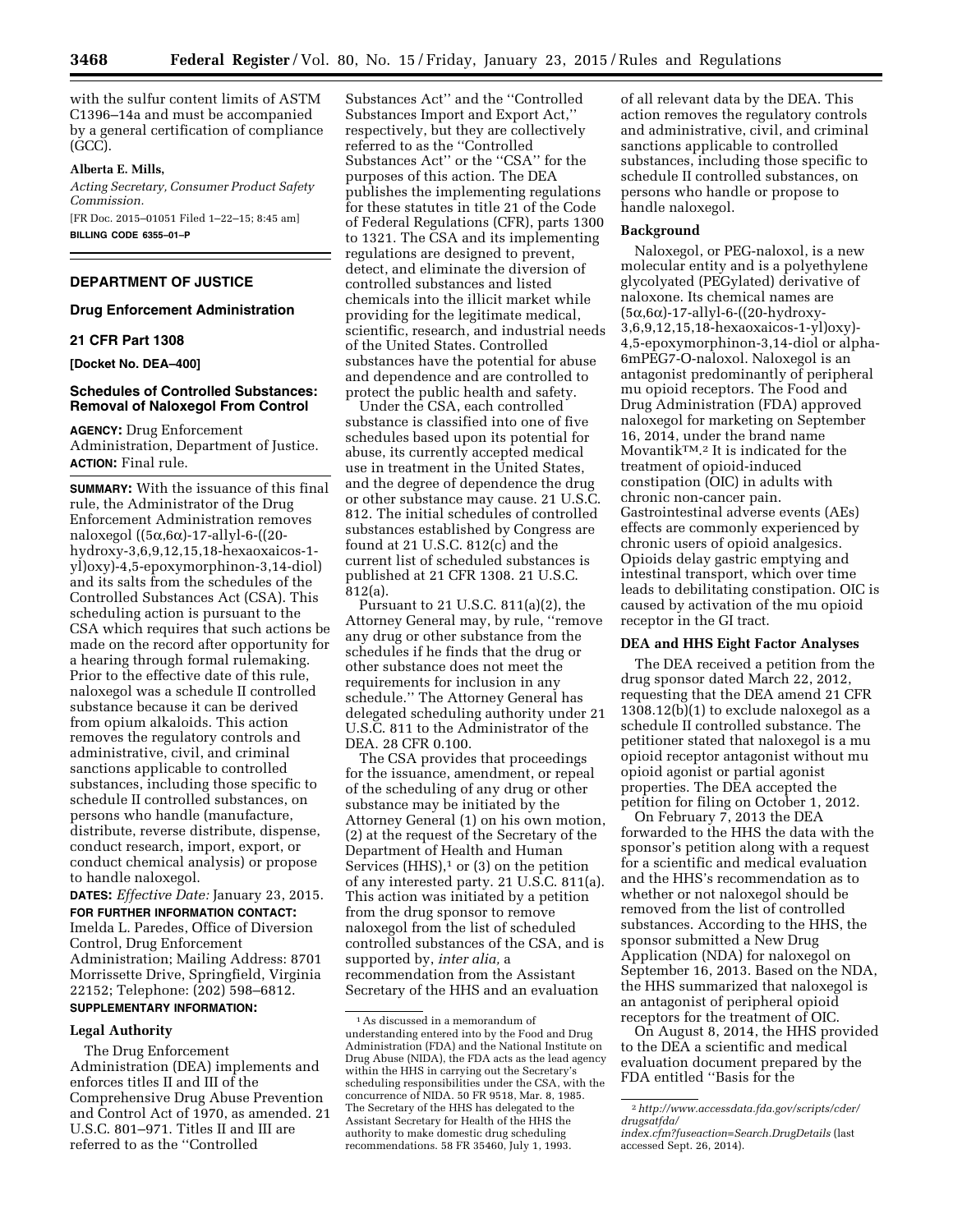with the sulfur content limits of ASTM C1396–14a and must be accompanied by a general certification of compliance (GCC).

**Alberta E. Mills,**

*Acting Secretary, Consumer Product Safety Commission.*

[FR Doc. 2015–01051 Filed 1–22–15; 8:45 am]

**BILLING CODE 6355–01–P**

---

## DEPARTMENT OF JUSTICE

### Drug Enforcement Administration

### 21 CFR Part 1308

**[Docket No. DEA–400]**

### Schedules of Controlled Substances: Removal of Naloxegol From Control

**AGENCY:** Drug Enforcement Administration, Department of Justice.

**ACTION:** Final rule.

**SUMMARY:** With the issuance of this final rule, the Administrator of the Drug Enforcement Administration removes naloxegol ((5α,6α)-17-allyl-6-((20-hydroxy-3,6,9,12,15,18-hexaoxaicos-1-yl)oxy)-4,5-epoxymorphinon-3,14-diol) and its salts from the schedules of the Controlled Substances Act (CSA). This scheduling action is pursuant to the CSA which requires that such actions be made on the record after opportunity for a hearing through formal rulemaking. Prior to the effective date of this rule, naloxegol was a schedule II controlled substance because it can be derived from opium alkaloids. This action removes the regulatory controls and administrative, civil, and criminal sanctions applicable to controlled substances, including those specific to schedule II controlled substances, on persons who handle (manufacture, distribute, reverse distribute, dispense, conduct research, import, export, or conduct chemical analysis) or propose to handle naloxegol.

**DATES:** *Effective Date:* January 23, 2015.

**FOR FURTHER INFORMATION CONTACT:** Imelda L. Paredes, Office of Diversion Control, Drug Enforcement Administration; Mailing Address: 8701 Morrissette Drive, Springfield, Virginia 22152; Telephone: (202) 598–6812.

**SUPPLEMENTARY INFORMATION:**

### Legal Authority

The Drug Enforcement Administration (DEA) implements and enforces titles II and III of the Comprehensive Drug Abuse Prevention and Control Act of 1970, as amended. 21 U.S.C. 801–971. Titles II and III are referred to as the ''Controlled Substances Act'' and the ''Controlled Substances Import and Export Act,'' respectively, but they are collectively referred to as the ''Controlled Substances Act'' or the ''CSA'' for the purposes of this action. The DEA publishes the implementing regulations for these statutes in title 21 of the Code of Federal Regulations (CFR), parts 1300 to 1321. The CSA and its implementing regulations are designed to prevent, detect, and eliminate the diversion of controlled substances and listed chemicals into the illicit market while providing for the legitimate medical, scientific, research, and industrial needs of the United States. Controlled substances have the potential for abuse and dependence and are controlled to protect the public health and safety.

Under the CSA, each controlled substance is classified into one of five schedules based upon its potential for abuse, its currently accepted medical use in treatment in the United States, and the degree of dependence the drug or other substance may cause. 21 U.S.C. 812. The initial schedules of controlled substances established by Congress are found at 21 U.S.C. 812(c) and the current list of scheduled substances is published at 21 CFR 1308. 21 U.S.C. 812(a).

Pursuant to 21 U.S.C. 811(a)(2), the Attorney General may, by rule, ''remove any drug or other substance from the schedules if he finds that the drug or other substance does not meet the requirements for inclusion in any schedule.'' The Attorney General has delegated scheduling authority under 21 U.S.C. 811 to the Administrator of the DEA. 28 CFR 0.100.

The CSA provides that proceedings for the issuance, amendment, or repeal of the scheduling of any drug or other substance may be initiated by the Attorney General (1) on his own motion, (2) at the request of the Secretary of the Department of Health and Human Services (HHS),[1] or (3) on the petition of any interested party. 21 U.S.C. 811(a). This action was initiated by a petition from the drug sponsor to remove naloxegol from the list of scheduled controlled substances of the CSA, and is supported by, *inter alia,* a recommendation from the Assistant Secretary of the HHS and an evaluation of all relevant data by the DEA. This action removes the regulatory controls and administrative, civil, and criminal sanctions applicable to controlled substances, including those specific to schedule II controlled substances, on persons who handle or propose to handle naloxegol.

### Background

Naloxegol, or PEG-naloxol, is a new molecular entity and is a polyethylene glycolyated (PEGylated) derivative of naloxone. Its chemical names are (5α,6α)-17-allyl-6-((20-hydroxy-3,6,9,12,15,18-hexaoxaicos-1-yl)oxy)-4,5-epoxymorphinon-3,14-diol or alpha-6mPEG7-O-naloxol. Naloxegol is an antagonist predominantly of peripheral mu opioid receptors. The Food and Drug Administration (FDA) approved naloxegol for marketing on September 16, 2014, under the brand name Movantik™.[2] It is indicated for the treatment of opioid-induced constipation (OIC) in adults with chronic non-cancer pain. Gastrointestinal adverse events (AEs) effects are commonly experienced by chronic users of opioid analgesics. Opioids delay gastric emptying and intestinal transport, which over time leads to debilitating constipation. OIC is caused by activation of the mu opioid receptor in the GI tract.

### DEA and HHS Eight Factor Analyses

The DEA received a petition from the drug sponsor dated March 22, 2012, requesting that the DEA amend 21 CFR 1308.12(b)(1) to exclude naloxegol as a schedule II controlled substance. The petitioner stated that naloxegol is a mu opioid receptor antagonist without mu opioid agonist or partial agonist properties. The DEA accepted the petition for filing on October 1, 2012.

On February 7, 2013 the DEA forwarded to the HHS the data with the sponsor's petition along with a request for a scientific and medical evaluation and the HHS's recommendation as to whether or not naloxegol should be removed from the list of controlled substances. According to the HHS, the sponsor submitted a New Drug Application (NDA) for naloxegol on September 16, 2013. Based on the NDA, the HHS summarized that naloxegol is an antagonist of peripheral opioid receptors for the treatment of OIC.

On August 8, 2014, the HHS provided to the DEA a scientific and medical evaluation document prepared by the FDA entitled ''Basis for the

---

[1] As discussed in a memorandum of understanding entered into by the Food and Drug Administration (FDA) and the National Institute on Drug Abuse (NIDA), the FDA acts as the lead agency within the HHS in carrying out the Secretary's scheduling responsibilities under the CSA, with the concurrence of NIDA. 50 FR 9518, Mar. 8, 1985. The Secretary of the HHS has delegated to the Assistant Secretary for Health of the HHS the authority to make domestic drug scheduling recommendations. 58 FR 35460, July 1, 1993.

[2] *http://www.accessdata.fda.gov/scripts/cder/drugsatfda/index.cfm?fuseaction=Search.DrugDetails* (last accessed Sept. 26, 2014).